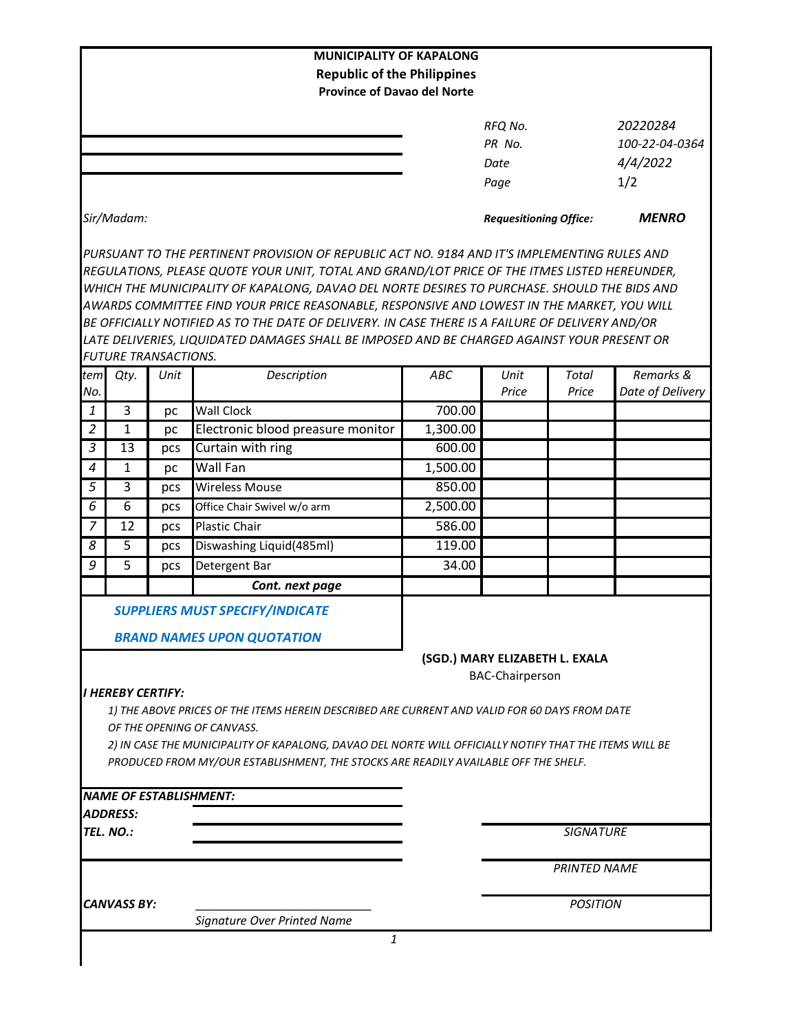**MUNICIPALITY OF KAPALONG**
**Republic of the Philippines**
**Province of Davao del Norte**

| | |
|---|---|
| *RFQ No.* | *20220284* |
| *PR No.* | *100-22-04-0364* |
| *Date* | *4/4/2022* |
| *Page* | *1/2* |

*Sir/Madam:*

***Requesitioning Office:*** ***MENRO***

*PURSUANT TO THE PERTINENT PROVISION OF REPUBLIC ACT NO. 9184 AND IT'S IMPLEMENTING RULES AND REGULATIONS, PLEASE QUOTE YOUR UNIT, TOTAL AND GRAND/LOT PRICE OF THE ITMES LISTED HEREUNDER, WHICH THE MUNICIPALITY OF KAPALONG, DAVAO DEL NORTE DESIRES TO PURCHASE. SHOULD THE BIDS AND AWARDS COMMITTEE FIND YOUR PRICE REASONABLE, RESPONSIVE AND LOWEST IN THE MARKET, YOU WILL BE OFFICIALLY NOTIFIED AS TO THE DATE OF DELIVERY. IN CASE THERE IS A FAILURE OF DELIVERY AND/OR LATE DELIVERIES, LIQUIDATED DAMAGES SHALL BE IMPOSED AND BE CHARGED AGAINST YOUR PRESENT OR FUTURE TRANSACTIONS.*

| *Item No.* | *Qty.* | *Unit* | *Description* | *ABC* | *Unit Price* | *Total Price* | *Remarks & Date of Delivery* |
|---|---|---|---|---|---|---|---|
| *1* | 3 | pc | Wall Clock | 700.00 | | | |
| *2* | 1 | pc | Electronic blood preasure monitor | 1,300.00 | | | |
| *3* | 13 | pcs | Curtain with ring | 600.00 | | | |
| *4* | 1 | pc | Wall Fan | 1,500.00 | | | |
| *5* | 3 | pcs | Wireless Mouse | 850.00 | | | |
| *6* | 6 | pcs | Office Chair Swivel w/o arm | 2,500.00 | | | |
| *7* | 12 | pcs | Plastic Chair | 586.00 | | | |
| *8* | 5 | pcs | Diswashing Liquid(485ml) | 119.00 | | | |
| *9* | 5 | pcs | Detergent Bar | 34.00 | | | |
| | | | ***Cont. next page*** | | | | |

***SUPPLIERS MUST SPECIFY/INDICATE***

***BRAND NAMES UPON QUOTATION***

**(SGD.) MARY ELIZABETH L. EXALA**
BAC-Chairperson

***I HEREBY CERTIFY:***

*1) THE ABOVE PRICES OF THE ITEMS HEREIN DESCRIBED ARE CURRENT AND VALID FOR 60 DAYS FROM DATE OF THE OPENING OF CANVASS.*

*2) IN CASE THE MUNICIPALITY OF KAPALONG, DAVAO DEL NORTE WILL OFFICIALLY NOTIFY THAT THE ITEMS WILL BE PRODUCED FROM MY/OUR ESTABLISHMENT, THE STOCKS ARE READILY AVAILABLE OFF THE SHELF.*

***NAME OF ESTABLISHMENT:***
***ADDRESS:***
***TEL. NO.:***

*SIGNATURE*

*PRINTED NAME*

***CANVASS BY:*** ___________________________
*Signature Over Printed Name*

*POSITION*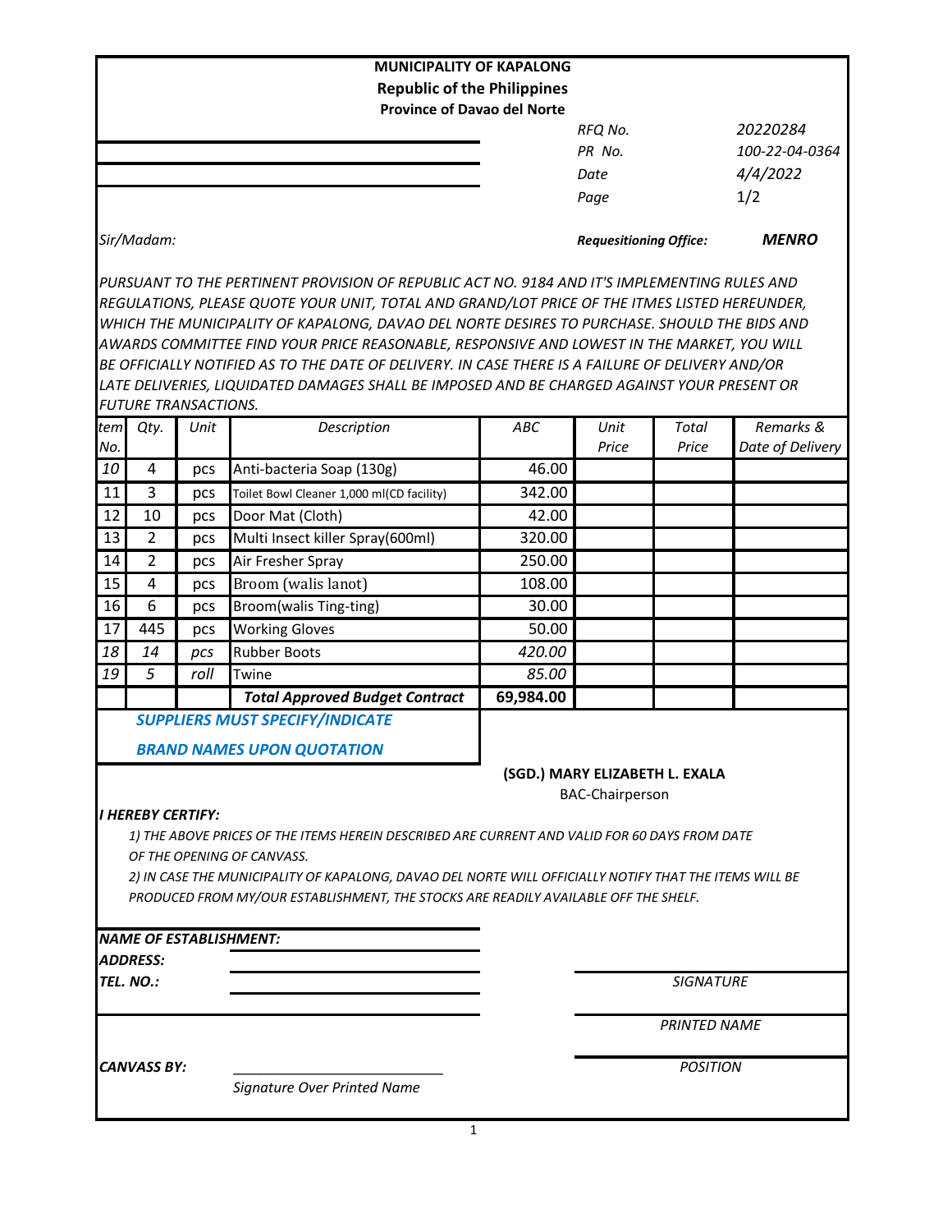**MUNICIPALITY OF KAPALONG**
**Republic of the Philippines**
**Province of Davao del Norte**

| | |
|---|---|
| *RFQ No.* | *20220284* |
| *PR No.* | *100-22-04-0364* |
| *Date* | *4/4/2022* |
| *Page* | 1/2 |

*Sir/Madam:*

***Requesitioning Office:*** ***MENRO***

*PURSUANT TO THE PERTINENT PROVISION OF REPUBLIC ACT NO. 9184 AND IT'S IMPLEMENTING RULES AND REGULATIONS, PLEASE QUOTE YOUR UNIT, TOTAL AND GRAND/LOT PRICE OF THE ITMES LISTED HEREUNDER, WHICH THE MUNICIPALITY OF KAPALONG, DAVAO DEL NORTE DESIRES TO PURCHASE. SHOULD THE BIDS AND AWARDS COMMITTEE FIND YOUR PRICE REASONABLE, RESPONSIVE AND LOWEST IN THE MARKET, YOU WILL BE OFFICIALLY NOTIFIED AS TO THE DATE OF DELIVERY. IN CASE THERE IS A FAILURE OF DELIVERY AND/OR LATE DELIVERIES, LIQUIDATED DAMAGES SHALL BE IMPOSED AND BE CHARGED AGAINST YOUR PRESENT OR FUTURE TRANSACTIONS.*

| *tem No.* | *Qty.* | *Unit* | *Description* | *ABC* | *Unit Price* | *Total Price* | *Remarks & Date of Delivery* |
|---|---|---|---|---|---|---|---|
| *10* | 4 | pcs | Anti-bacteria Soap (130g) | 46.00 | | | |
| 11 | 3 | pcs | Toilet Bowl Cleaner 1,000 ml(CD facility) | 342.00 | | | |
| 12 | 10 | pcs | Door Mat (Cloth) | 42.00 | | | |
| 13 | 2 | pcs | Multi Insect killer Spray(600ml) | 320.00 | | | |
| 14 | 2 | pcs | Air Fresher Spray | 250.00 | | | |
| 15 | 4 | pcs | Broom (walis lanot) | 108.00 | | | |
| 16 | 6 | pcs | Broom(walis Ting-ting) | 30.00 | | | |
| 17 | 445 | pcs | Working Gloves | 50.00 | | | |
| *18* | *14* | *pcs* | Rubber Boots | *420.00* | | | |
| *19* | *5* | *roll* | Twine | *85.00* | | | |
| | | | ***Total Approved Budget Contract*** | **69,984.00** | | | |

***SUPPLIERS MUST SPECIFY/INDICATE***

***BRAND NAMES UPON QUOTATION***

**(SGD.) MARY ELIZABETH L. EXALA**
BAC-Chairperson

***I HEREBY CERTIFY:***

*1) THE ABOVE PRICES OF THE ITEMS HEREIN DESCRIBED ARE CURRENT AND VALID FOR 60 DAYS FROM DATE OF THE OPENING OF CANVASS.*

*2) IN CASE THE MUNICIPALITY OF KAPALONG, DAVAO DEL NORTE WILL OFFICIALLY NOTIFY THAT THE ITEMS WILL BE PRODUCED FROM MY/OUR ESTABLISHMENT, THE STOCKS ARE READILY AVAILABLE OFF THE SHELF.*

***NAME OF ESTABLISHMENT:***

***ADDRESS:***

***TEL. NO.:***

*SIGNATURE*

*PRINTED NAME*

***CANVASS BY:*** ___________________________

*Signature Over Printed Name*

*POSITION*